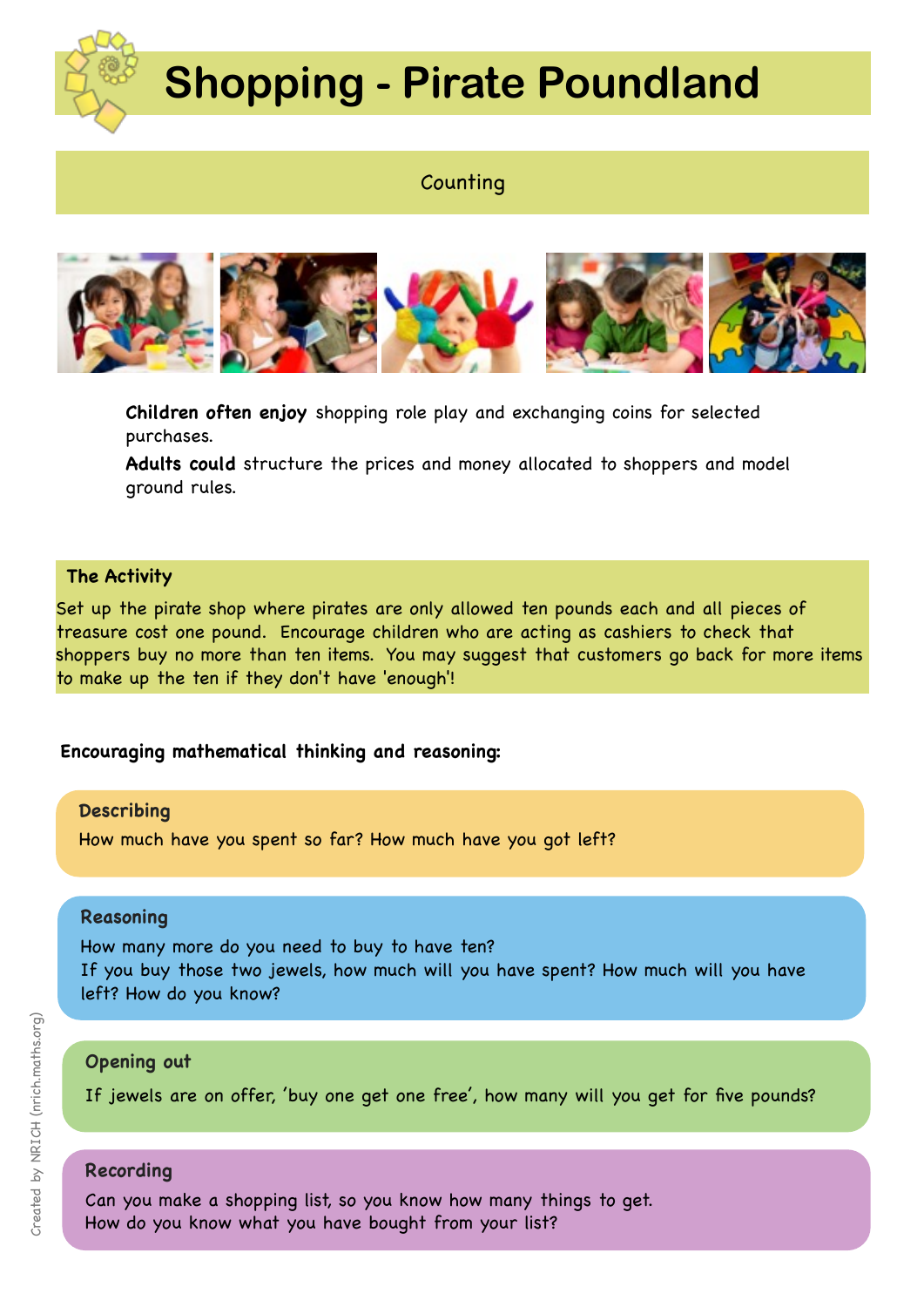# Shopping - Pirate Poundland

Counting

**Children often enjoy** shopping role play and exchanging coins for selected purchases.

**Adults could** structure the prices and money allocated to shoppers and model ground rules.

**The Activity**

Set up the pirate shop where pirates are only allowed ten pounds each and all pieces of treasure cost one pound. Encourage children who are acting as cashiers to check that shoppers buy no more than ten items. You may suggest that customers go back for more items to make up the ten if they don't have 'enough'!

**Encouraging mathematical thinking and reasoning:**

**Describing**

How much have you spent so far? How much have you got left?

**Reasoning**

How many more do you need to buy to have ten?
If you buy those two jewels, how much will you have spent? How much will you have left? How do you know?

**Opening out**

If jewels are on offer, 'buy one get one free', how many will you get for five pounds?

**Recording**

Can you make a shopping list, so you know how many things to get.
How do you know what you have bought from your list?

Created by NRICH (nrich.maths.org)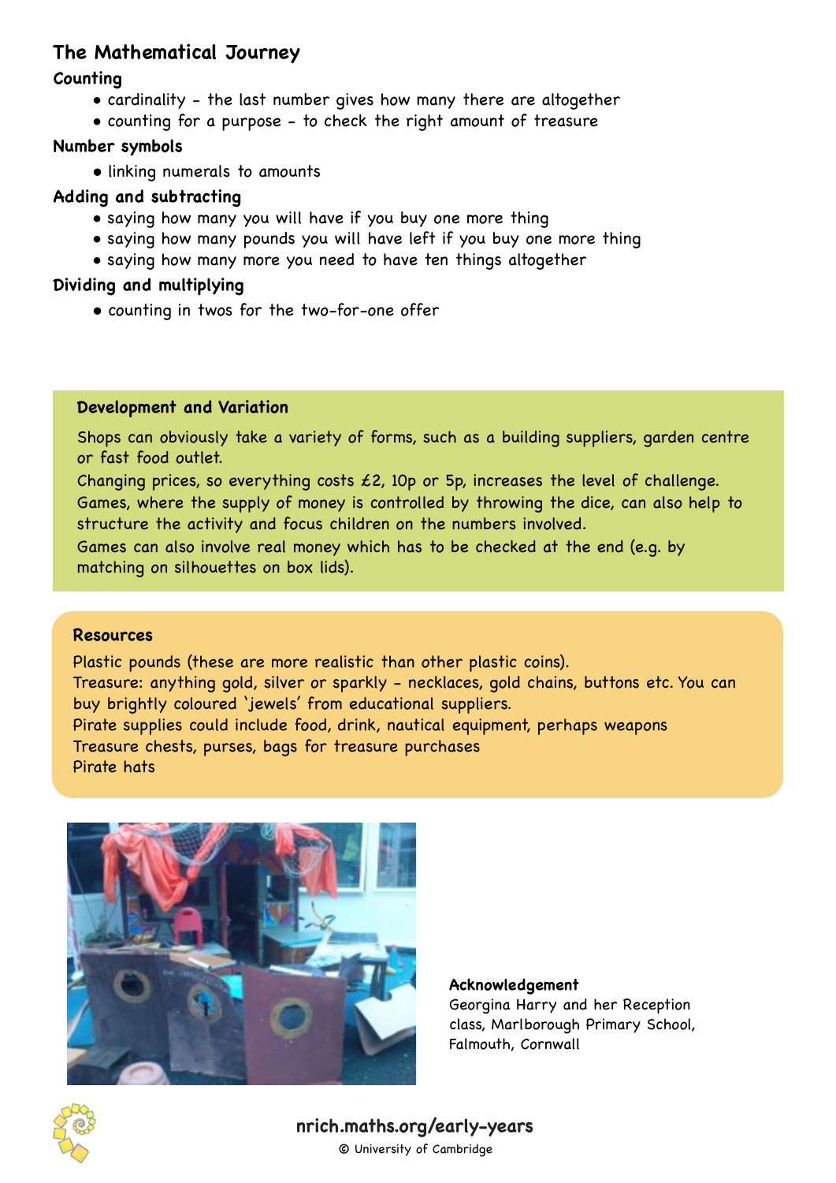## The Mathematical Journey

### Counting

- cardinality - the last number gives how many there are altogether
- counting for a purpose - to check the right amount of treasure

### Number symbols

- linking numerals to amounts

### Adding and subtracting

- saying how many you will have if you buy one more thing
- saying how many pounds you will have left if you buy one more thing
- saying how many more you need to have ten things altogether

### Dividing and multiplying

- counting in twos for the two-for-one offer

### Development and Variation

Shops can obviously take a variety of forms, such as a building suppliers, garden centre or fast food outlet.

Changing prices, so everything costs £2, 10p or 5p, increases the level of challenge.

Games, where the supply of money is controlled by throwing the dice, can also help to structure the activity and focus children on the numbers involved.

Games can also involve real money which has to be checked at the end (e.g. by matching on silhouettes on box lids).

### Resources

Plastic pounds (these are more realistic than other plastic coins).
Treasure: anything gold, silver or sparkly - necklaces, gold chains, buttons etc. You can buy brightly coloured 'jewels' from educational suppliers.
Pirate supplies could include food, drink, nautical equipment, perhaps weapons
Treasure chests, purses, bags for treasure purchases
Pirate hats

**Acknowledgement**
Georgina Harry and her Reception class, Marlborough Primary School, Falmouth, Cornwall

nrich.maths.org/early-years
© University of Cambridge